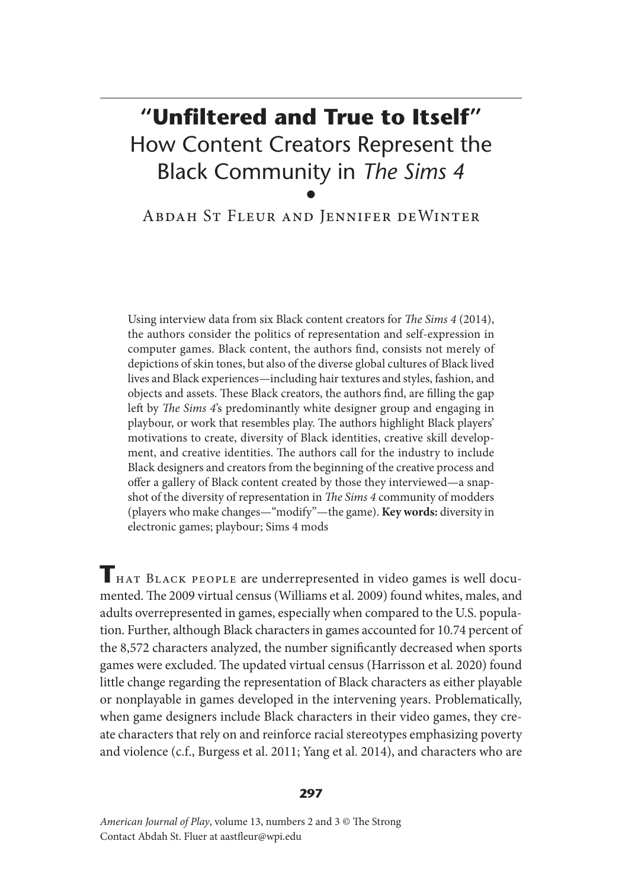# "Unfiltered and True to Itself"

## How Content Creators Represent the Black Community in *The Sims 4*

•

Abdah St Fleur and Jennifer deWinter

Using interview data from six Black content creators for *The Sims 4* (2014), the authors consider the politics of representation and self-expression in computer games. Black content, the authors find, consists not merely of depictions of skin tones, but also of the diverse global cultures of Black lived lives and Black experiences—including hair textures and styles, fashion, and objects and assets. These Black creators, the authors find, are filling the gap left by *The Sims 4*'s predominantly white designer group and engaging in playbour, or work that resembles play. The authors highlight Black players' motivations to create, diversity of Black identities, creative skill development, and creative identities. The authors call for the industry to include Black designers and creators from the beginning of the creative process and offer a gallery of Black content created by those they interviewed—a snapshot of the diversity of representation in *The Sims 4* community of modders (players who make changes—"modify"—the game). **Key words:** diversity in electronic games; playbour; Sims 4 mods

That Black people are underrepresented in video games is well documented. The 2009 virtual census (Williams et al. 2009) found whites, males, and adults overrepresented in games, especially when compared to the U.S. population. Further, although Black characters in games accounted for 10.74 percent of the 8,572 characters analyzed, the number significantly decreased when sports games were excluded. The updated virtual census (Harrisson et al. 2020) found little change regarding the representation of Black characters as either playable or nonplayable in games developed in the intervening years. Problematically, when game designers include Black characters in their video games, they create characters that rely on and reinforce racial stereotypes emphasizing poverty and violence (c.f., Burgess et al. 2011; Yang et al. 2014), and characters who are

*American Journal of Play*, volume 13, numbers 2 and 3 © The Strong
Contact Abdah St. Fluer at aastfleur@wpi.edu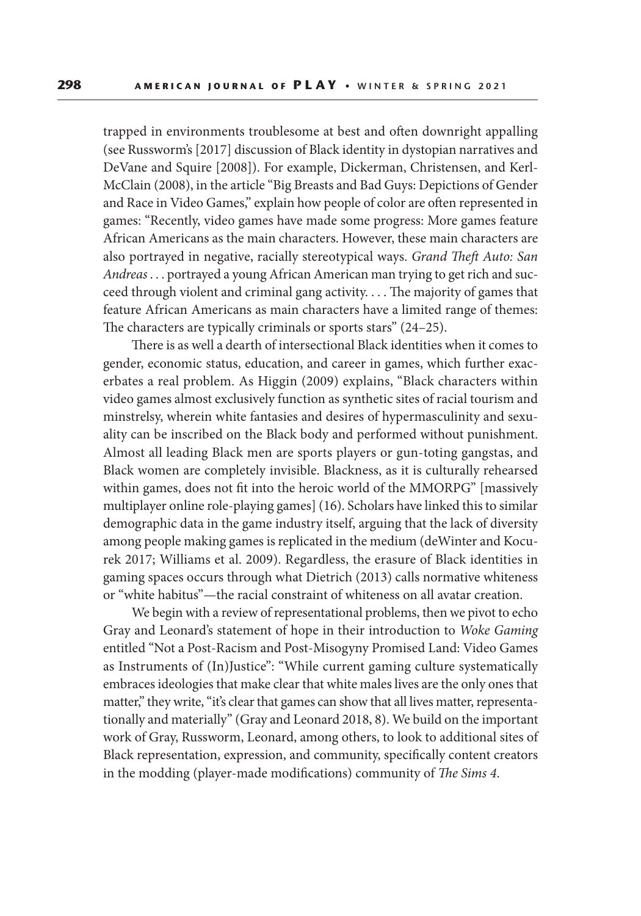trapped in environments troublesome at best and often downright appalling (see Russworm's [2017] discussion of Black identity in dystopian narratives and DeVane and Squire [2008]). For example, Dickerman, Christensen, and Kerl-McClain (2008), in the article "Big Breasts and Bad Guys: Depictions of Gender and Race in Video Games," explain how people of color are often represented in games: "Recently, video games have made some progress: More games feature African Americans as the main characters. However, these main characters are also portrayed in negative, racially stereotypical ways. *Grand Theft Auto: San Andreas* . . . portrayed a young African American man trying to get rich and succeed through violent and criminal gang activity. . . . The majority of games that feature African Americans as main characters have a limited range of themes: The characters are typically criminals or sports stars" (24–25).

There is as well a dearth of intersectional Black identities when it comes to gender, economic status, education, and career in games, which further exacerbates a real problem. As Higgin (2009) explains, "Black characters within video games almost exclusively function as synthetic sites of racial tourism and minstrelsy, wherein white fantasies and desires of hypermasculinity and sexuality can be inscribed on the Black body and performed without punishment. Almost all leading Black men are sports players or gun-toting gangstas, and Black women are completely invisible. Blackness, as it is culturally rehearsed within games, does not fit into the heroic world of the MMORPG" [massively multiplayer online role-playing games] (16). Scholars have linked this to similar demographic data in the game industry itself, arguing that the lack of diversity among people making games is replicated in the medium (deWinter and Kocurek 2017; Williams et al. 2009). Regardless, the erasure of Black identities in gaming spaces occurs through what Dietrich (2013) calls normative whiteness or "white habitus"—the racial constraint of whiteness on all avatar creation.

We begin with a review of representational problems, then we pivot to echo Gray and Leonard's statement of hope in their introduction to *Woke Gaming* entitled "Not a Post-Racism and Post-Misogyny Promised Land: Video Games as Instruments of (In)Justice": "While current gaming culture systematically embraces ideologies that make clear that white males lives are the only ones that matter," they write, "it's clear that games can show that all lives matter, representationally and materially" (Gray and Leonard 2018, 8). We build on the important work of Gray, Russworm, Leonard, among others, to look to additional sites of Black representation, expression, and community, specifically content creators in the modding (player-made modifications) community of *The Sims 4*.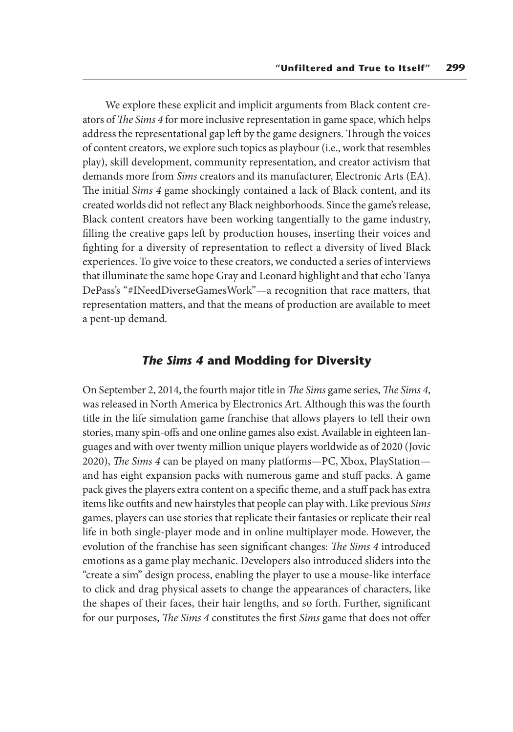We explore these explicit and implicit arguments from Black content creators of *The Sims 4* for more inclusive representation in game space, which helps address the representational gap left by the game designers. Through the voices of content creators, we explore such topics as playbour (i.e., work that resembles play), skill development, community representation, and creator activism that demands more from *Sims* creators and its manufacturer, Electronic Arts (EA). The initial *Sims 4* game shockingly contained a lack of Black content, and its created worlds did not reflect any Black neighborhoods. Since the game's release, Black content creators have been working tangentially to the game industry, filling the creative gaps left by production houses, inserting their voices and fighting for a diversity of representation to reflect a diversity of lived Black experiences. To give voice to these creators, we conducted a series of interviews that illuminate the same hope Gray and Leonard highlight and that echo Tanya DePass's "#INeedDiverseGamesWork"—a recognition that race matters, that representation matters, and that the means of production are available to meet a pent-up demand.

## *The Sims 4* and Modding for Diversity

On September 2, 2014, the fourth major title in *The Sims* game series, *The Sims 4*, was released in North America by Electronics Art. Although this was the fourth title in the life simulation game franchise that allows players to tell their own stories, many spin-offs and one online games also exist. Available in eighteen languages and with over twenty million unique players worldwide as of 2020 (Jovic 2020), *The Sims 4* can be played on many platforms—PC, Xbox, PlayStation—and has eight expansion packs with numerous game and stuff packs. A game pack gives the players extra content on a specific theme, and a stuff pack has extra items like outfits and new hairstyles that people can play with. Like previous *Sims* games, players can use stories that replicate their fantasies or replicate their real life in both single-player mode and in online multiplayer mode. However, the evolution of the franchise has seen significant changes: *The Sims 4* introduced emotions as a game play mechanic. Developers also introduced sliders into the "create a sim" design process, enabling the player to use a mouse-like interface to click and drag physical assets to change the appearances of characters, like the shapes of their faces, their hair lengths, and so forth. Further, significant for our purposes, *The Sims 4* constitutes the first *Sims* game that does not offer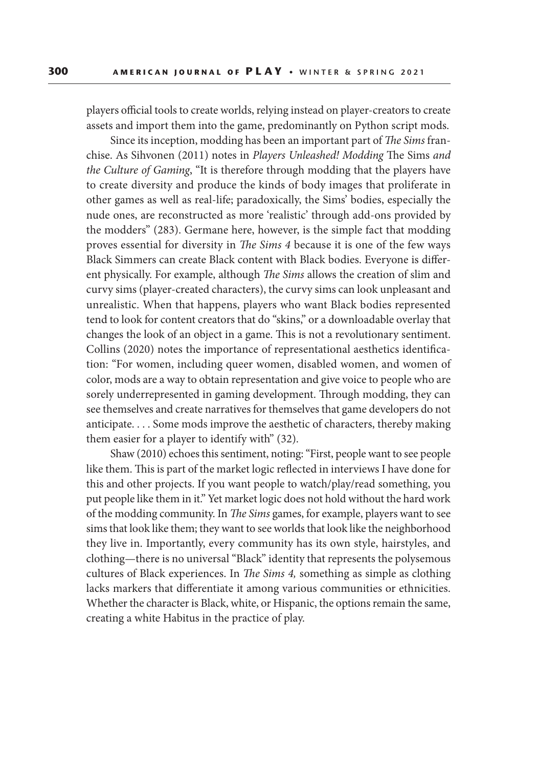players official tools to create worlds, relying instead on player-creators to create assets and import them into the game, predominantly on Python script mods.

Since its inception, modding has been an important part of *The Sims* franchise. As Sihvonen (2011) notes in *Players Unleashed! Modding* The Sims *and the Culture of Gaming*, "It is therefore through modding that the players have to create diversity and produce the kinds of body images that proliferate in other games as well as real-life; paradoxically, the Sims' bodies, especially the nude ones, are reconstructed as more 'realistic' through add-ons provided by the modders" (283). Germane here, however, is the simple fact that modding proves essential for diversity in *The Sims 4* because it is one of the few ways Black Simmers can create Black content with Black bodies. Everyone is different physically. For example, although *The Sims* allows the creation of slim and curvy sims (player-created characters), the curvy sims can look unpleasant and unrealistic. When that happens, players who want Black bodies represented tend to look for content creators that do "skins," or a downloadable overlay that changes the look of an object in a game. This is not a revolutionary sentiment. Collins (2020) notes the importance of representational aesthetics identification: "For women, including queer women, disabled women, and women of color, mods are a way to obtain representation and give voice to people who are sorely underrepresented in gaming development. Through modding, they can see themselves and create narratives for themselves that game developers do not anticipate. . . . Some mods improve the aesthetic of characters, thereby making them easier for a player to identify with" (32).

Shaw (2010) echoes this sentiment, noting: "First, people want to see people like them. This is part of the market logic reflected in interviews I have done for this and other projects. If you want people to watch/play/read something, you put people like them in it." Yet market logic does not hold without the hard work of the modding community. In *The Sims* games, for example, players want to see sims that look like them; they want to see worlds that look like the neighborhood they live in. Importantly, every community has its own style, hairstyles, and clothing—there is no universal "Black" identity that represents the polysemous cultures of Black experiences. In *The Sims 4,* something as simple as clothing lacks markers that differentiate it among various communities or ethnicities. Whether the character is Black, white, or Hispanic, the options remain the same, creating a white Habitus in the practice of play.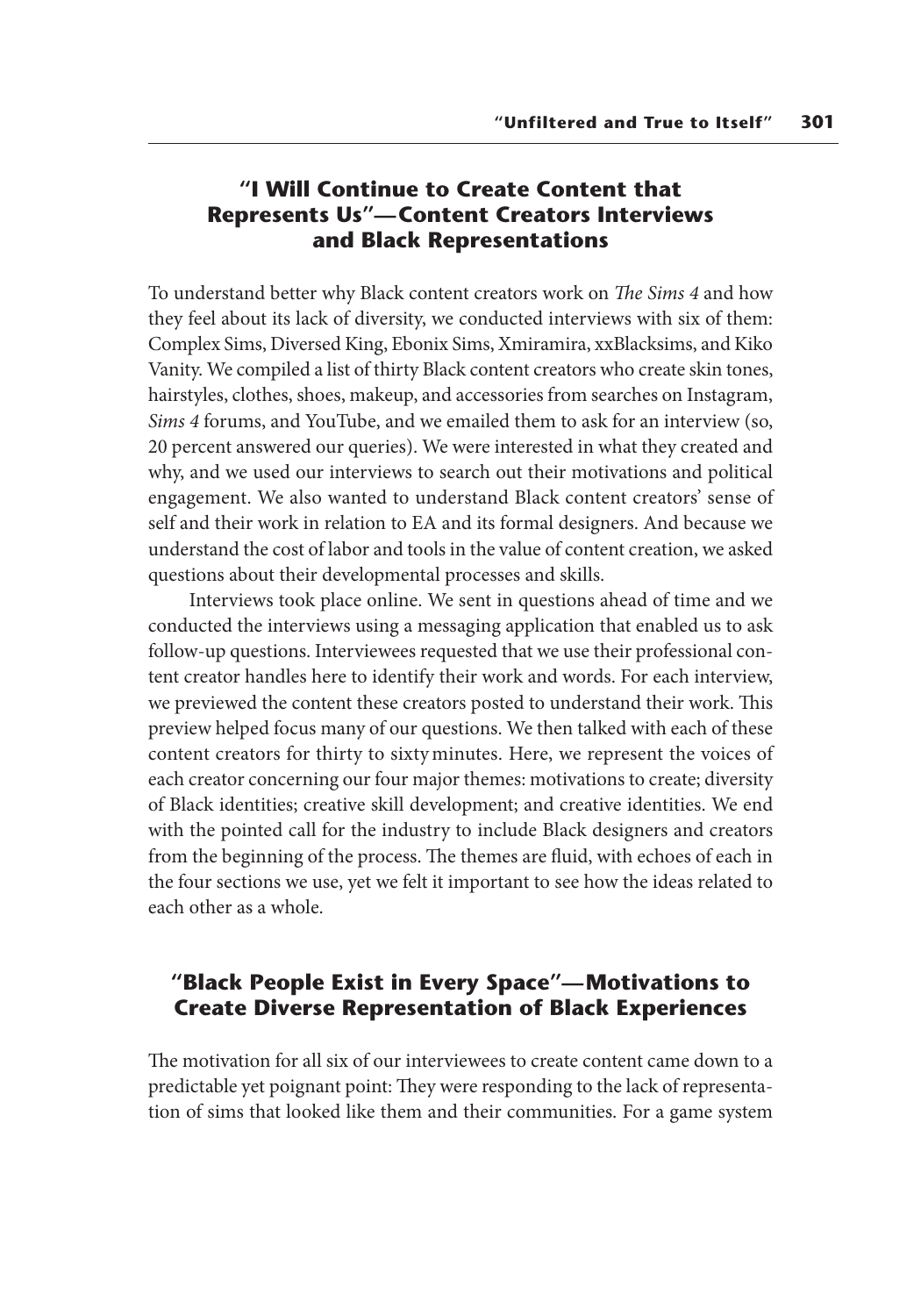## "I Will Continue to Create Content that Represents Us"—Content Creators Interviews and Black Representations

To understand better why Black content creators work on *The Sims 4* and how they feel about its lack of diversity, we conducted interviews with six of them: Complex Sims, Diversed King, Ebonix Sims, Xmiramira, xxBlacksims, and Kiko Vanity. We compiled a list of thirty Black content creators who create skin tones, hairstyles, clothes, shoes, makeup, and accessories from searches on Instagram, *Sims 4* forums, and YouTube, and we emailed them to ask for an interview (so, 20 percent answered our queries). We were interested in what they created and why, and we used our interviews to search out their motivations and political engagement. We also wanted to understand Black content creators' sense of self and their work in relation to EA and its formal designers. And because we understand the cost of labor and tools in the value of content creation, we asked questions about their developmental processes and skills.

Interviews took place online. We sent in questions ahead of time and we conducted the interviews using a messaging application that enabled us to ask follow-up questions. Interviewees requested that we use their professional content creator handles here to identify their work and words. For each interview, we previewed the content these creators posted to understand their work. This preview helped focus many of our questions. We then talked with each of these content creators for thirty to sixty minutes. Here, we represent the voices of each creator concerning our four major themes: motivations to create; diversity of Black identities; creative skill development; and creative identities. We end with the pointed call for the industry to include Black designers and creators from the beginning of the process. The themes are fluid, with echoes of each in the four sections we use, yet we felt it important to see how the ideas related to each other as a whole.

## "Black People Exist in Every Space"—Motivations to Create Diverse Representation of Black Experiences

The motivation for all six of our interviewees to create content came down to a predictable yet poignant point: They were responding to the lack of representation of sims that looked like them and their communities. For a game system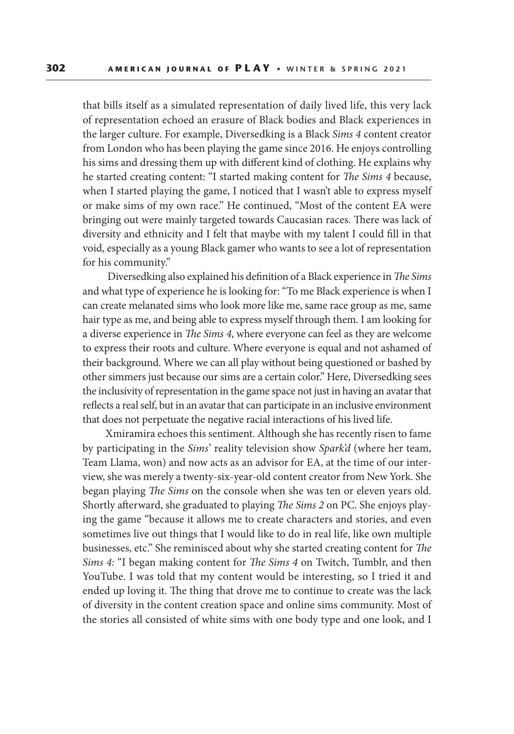that bills itself as a simulated representation of daily lived life, this very lack of representation echoed an erasure of Black bodies and Black experiences in the larger culture. For example, Diversedking is a Black *Sims 4* content creator from London who has been playing the game since 2016. He enjoys controlling his sims and dressing them up with different kind of clothing. He explains why he started creating content: "I started making content for *The Sims 4* because, when I started playing the game, I noticed that I wasn't able to express myself or make sims of my own race." He continued, "Most of the content EA were bringing out were mainly targeted towards Caucasian races. There was lack of diversity and ethnicity and I felt that maybe with my talent I could fill in that void, especially as a young Black gamer who wants to see a lot of representation for his community."

Diversedking also explained his definition of a Black experience in *The Sims* and what type of experience he is looking for: "To me Black experience is when I can create melanated sims who look more like me, same race group as me, same hair type as me, and being able to express myself through them. I am looking for a diverse experience in *The Sims 4*, where everyone can feel as they are welcome to express their roots and culture. Where everyone is equal and not ashamed of their background. Where we can all play without being questioned or bashed by other simmers just because our sims are a certain color." Here, Diversedking sees the inclusivity of representation in the game space not just in having an avatar that reflects a real self, but in an avatar that can participate in an inclusive environment that does not perpetuate the negative racial interactions of his lived life.

Xmiramira echoes this sentiment. Although she has recently risen to fame by participating in the *Sims*' reality television show *Spark'd* (where her team, Team Llama, won) and now acts as an advisor for EA, at the time of our interview, she was merely a twenty-six-year-old content creator from New York. She began playing *The Sims* on the console when she was ten or eleven years old. Shortly afterward, she graduated to playing *The Sims 2* on PC. She enjoys playing the game "because it allows me to create characters and stories, and even sometimes live out things that I would like to do in real life, like own multiple businesses, etc." She reminisced about why she started creating content for *The Sims 4:* "I began making content for *The Sims 4* on Twitch, Tumblr, and then YouTube. I was told that my content would be interesting, so I tried it and ended up loving it. The thing that drove me to continue to create was the lack of diversity in the content creation space and online sims community. Most of the stories all consisted of white sims with one body type and one look, and I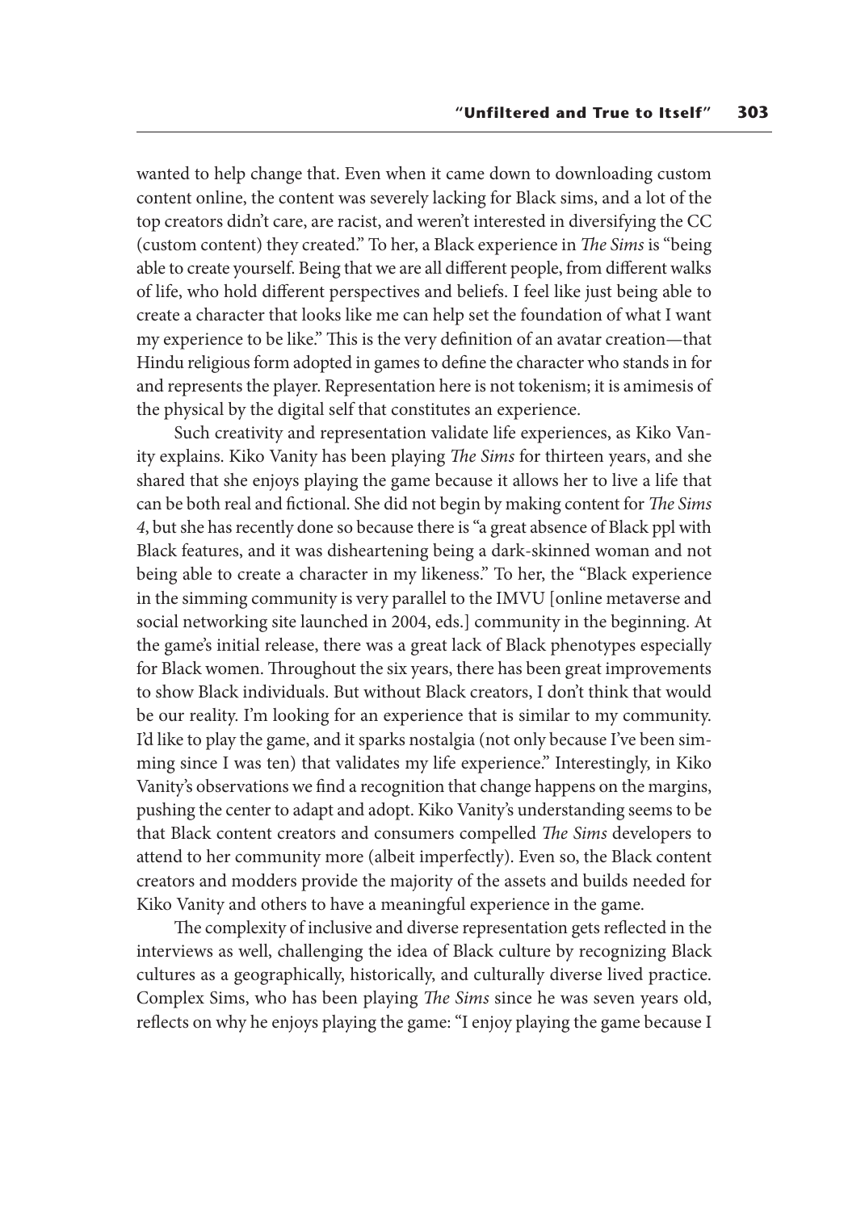wanted to help change that. Even when it came down to downloading custom content online, the content was severely lacking for Black sims, and a lot of the top creators didn't care, are racist, and weren't interested in diversifying the CC (custom content) they created." To her, a Black experience in *The Sims* is "being able to create yourself. Being that we are all different people, from different walks of life, who hold different perspectives and beliefs. I feel like just being able to create a character that looks like me can help set the foundation of what I want my experience to be like." This is the very definition of an avatar creation—that Hindu religious form adopted in games to define the character who stands in for and represents the player. Representation here is not tokenism; it is amimesis of the physical by the digital self that constitutes an experience.

Such creativity and representation validate life experiences, as Kiko Vanity explains. Kiko Vanity has been playing *The Sims* for thirteen years, and she shared that she enjoys playing the game because it allows her to live a life that can be both real and fictional. She did not begin by making content for *The Sims 4*, but she has recently done so because there is "a great absence of Black ppl with Black features, and it was disheartening being a dark-skinned woman and not being able to create a character in my likeness." To her, the "Black experience in the simming community is very parallel to the IMVU [online metaverse and social networking site launched in 2004, eds.] community in the beginning. At the game's initial release, there was a great lack of Black phenotypes especially for Black women. Throughout the six years, there has been great improvements to show Black individuals. But without Black creators, I don't think that would be our reality. I'm looking for an experience that is similar to my community. I'd like to play the game, and it sparks nostalgia (not only because I've been simming since I was ten) that validates my life experience." Interestingly, in Kiko Vanity's observations we find a recognition that change happens on the margins, pushing the center to adapt and adopt. Kiko Vanity's understanding seems to be that Black content creators and consumers compelled *The Sims* developers to attend to her community more (albeit imperfectly). Even so, the Black content creators and modders provide the majority of the assets and builds needed for Kiko Vanity and others to have a meaningful experience in the game.

The complexity of inclusive and diverse representation gets reflected in the interviews as well, challenging the idea of Black culture by recognizing Black cultures as a geographically, historically, and culturally diverse lived practice. Complex Sims, who has been playing *The Sims* since he was seven years old, reflects on why he enjoys playing the game: "I enjoy playing the game because I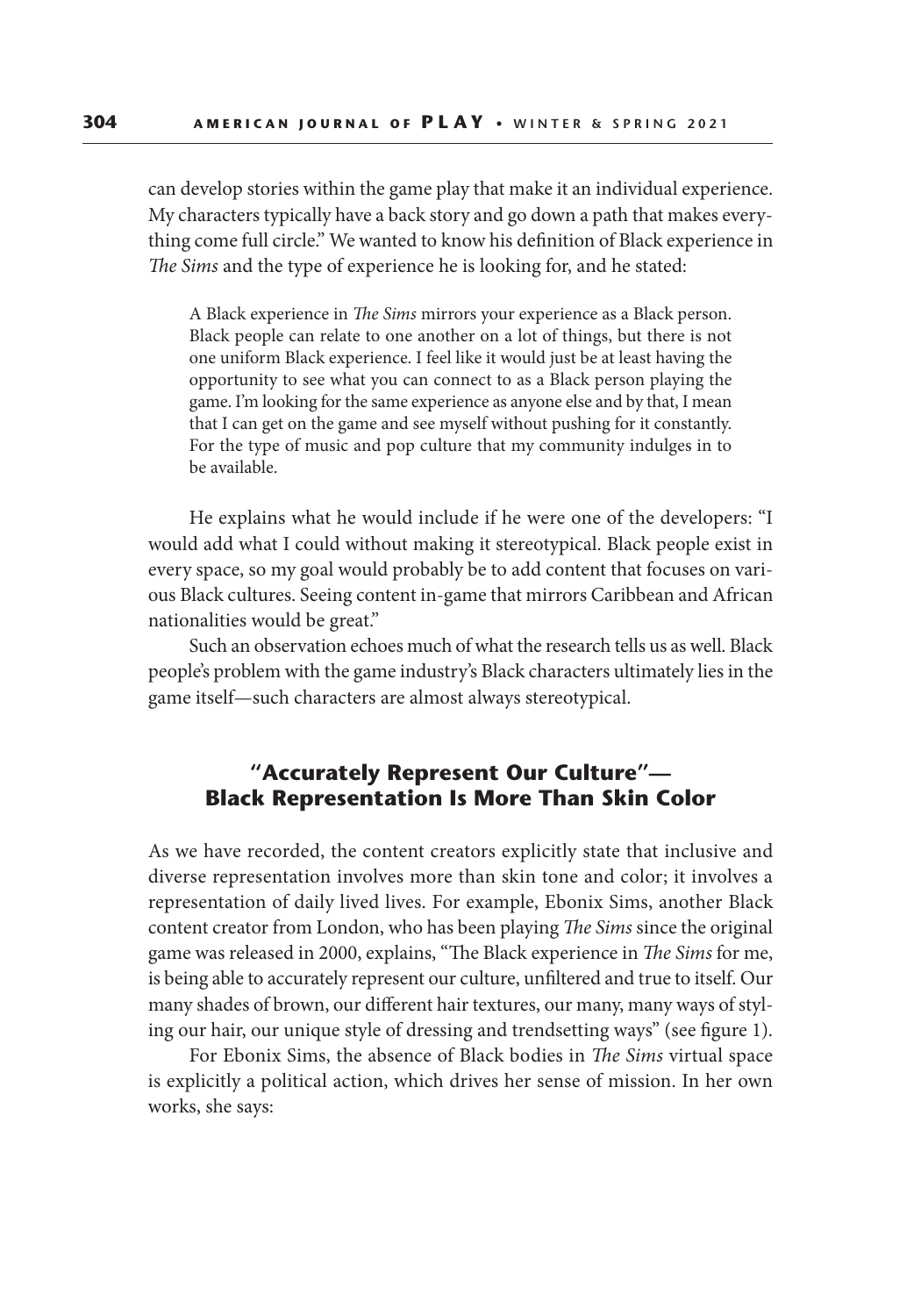can develop stories within the game play that make it an individual experience. My characters typically have a back story and go down a path that makes everything come full circle." We wanted to know his definition of Black experience in *The Sims* and the type of experience he is looking for, and he stated:

> A Black experience in *The Sims* mirrors your experience as a Black person. Black people can relate to one another on a lot of things, but there is not one uniform Black experience. I feel like it would just be at least having the opportunity to see what you can connect to as a Black person playing the game. I'm looking for the same experience as anyone else and by that, I mean that I can get on the game and see myself without pushing for it constantly. For the type of music and pop culture that my community indulges in to be available.

He explains what he would include if he were one of the developers: "I would add what I could without making it stereotypical. Black people exist in every space, so my goal would probably be to add content that focuses on various Black cultures. Seeing content in-game that mirrors Caribbean and African nationalities would be great."

Such an observation echoes much of what the research tells us as well. Black people's problem with the game industry's Black characters ultimately lies in the game itself—such characters are almost always stereotypical.

## "Accurately Represent Our Culture"— Black Representation Is More Than Skin Color

As we have recorded, the content creators explicitly state that inclusive and diverse representation involves more than skin tone and color; it involves a representation of daily lived lives. For example, Ebonix Sims, another Black content creator from London, who has been playing *The Sims* since the original game was released in 2000, explains, "The Black experience in *The Sims* for me, is being able to accurately represent our culture, unfiltered and true to itself. Our many shades of brown, our different hair textures, our many, many ways of styling our hair, our unique style of dressing and trendsetting ways" (see figure 1).

For Ebonix Sims, the absence of Black bodies in *The Sims* virtual space is explicitly a political action, which drives her sense of mission. In her own works, she says: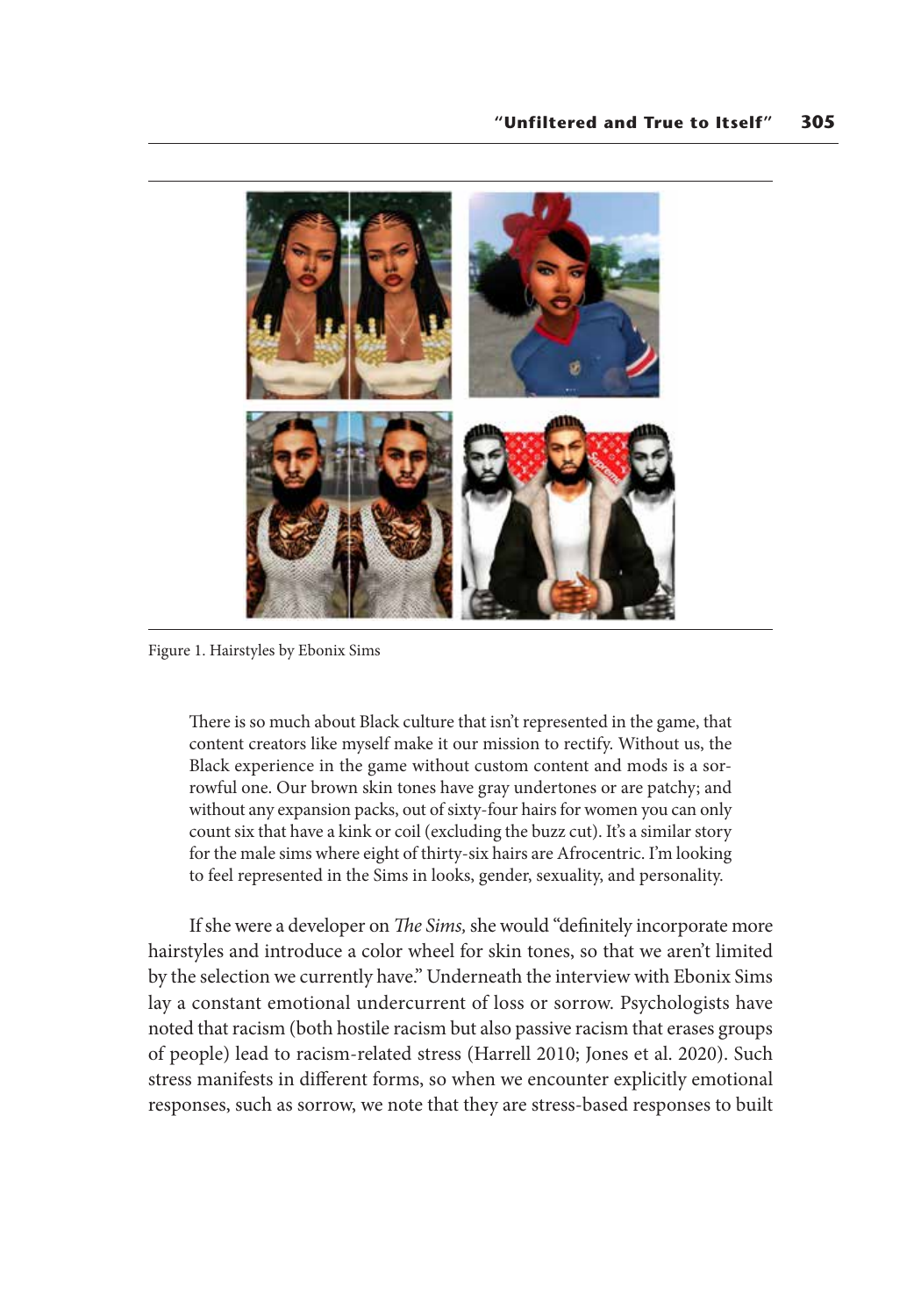Figure 1. Hairstyles by Ebonix Sims

> There is so much about Black culture that isn't represented in the game, that content creators like myself make it our mission to rectify. Without us, the Black experience in the game without custom content and mods is a sorrowful one. Our brown skin tones have gray undertones or are patchy; and without any expansion packs, out of sixty-four hairs for women you can only count six that have a kink or coil (excluding the buzz cut). It's a similar story for the male sims where eight of thirty-six hairs are Afrocentric. I'm looking to feel represented in the Sims in looks, gender, sexuality, and personality.

If she were a developer on *The Sims,* she would "definitely incorporate more hairstyles and introduce a color wheel for skin tones, so that we aren't limited by the selection we currently have." Underneath the interview with Ebonix Sims lay a constant emotional undercurrent of loss or sorrow. Psychologists have noted that racism (both hostile racism but also passive racism that erases groups of people) lead to racism-related stress (Harrell 2010; Jones et al. 2020). Such stress manifests in different forms, so when we encounter explicitly emotional responses, such as sorrow, we note that they are stress-based responses to built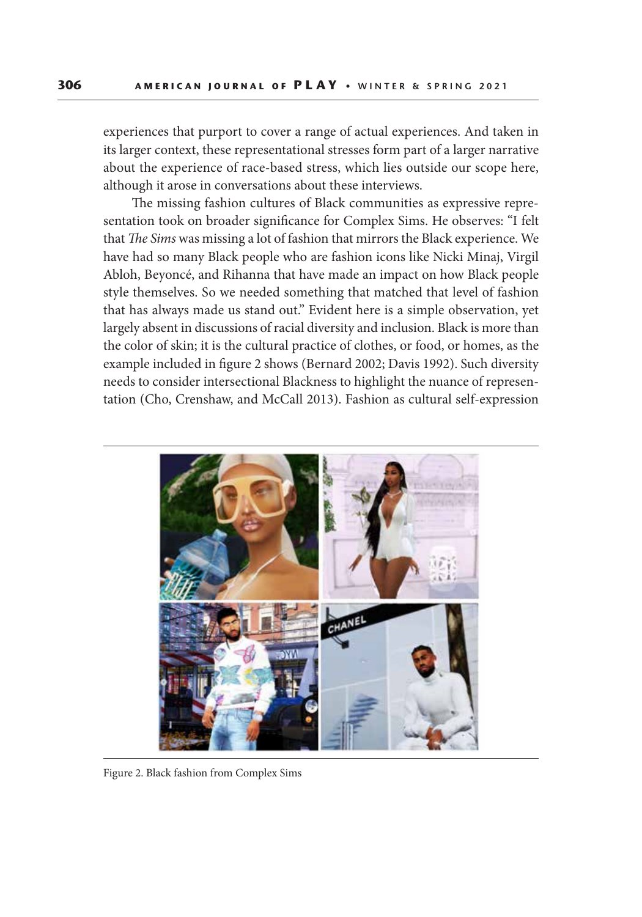experiences that purport to cover a range of actual experiences. And taken in its larger context, these representational stresses form part of a larger narrative about the experience of race-based stress, which lies outside our scope here, although it arose in conversations about these interviews.

The missing fashion cultures of Black communities as expressive representation took on broader significance for Complex Sims. He observes: "I felt that *The Sims* was missing a lot of fashion that mirrors the Black experience. We have had so many Black people who are fashion icons like Nicki Minaj, Virgil Abloh, Beyoncé, and Rihanna that have made an impact on how Black people style themselves. So we needed something that matched that level of fashion that has always made us stand out." Evident here is a simple observation, yet largely absent in discussions of racial diversity and inclusion. Black is more than the color of skin; it is the cultural practice of clothes, or food, or homes, as the example included in figure 2 shows (Bernard 2002; Davis 1992). Such diversity needs to consider intersectional Blackness to highlight the nuance of representation (Cho, Crenshaw, and McCall 2013). Fashion as cultural self-expression

Figure 2. Black fashion from Complex Sims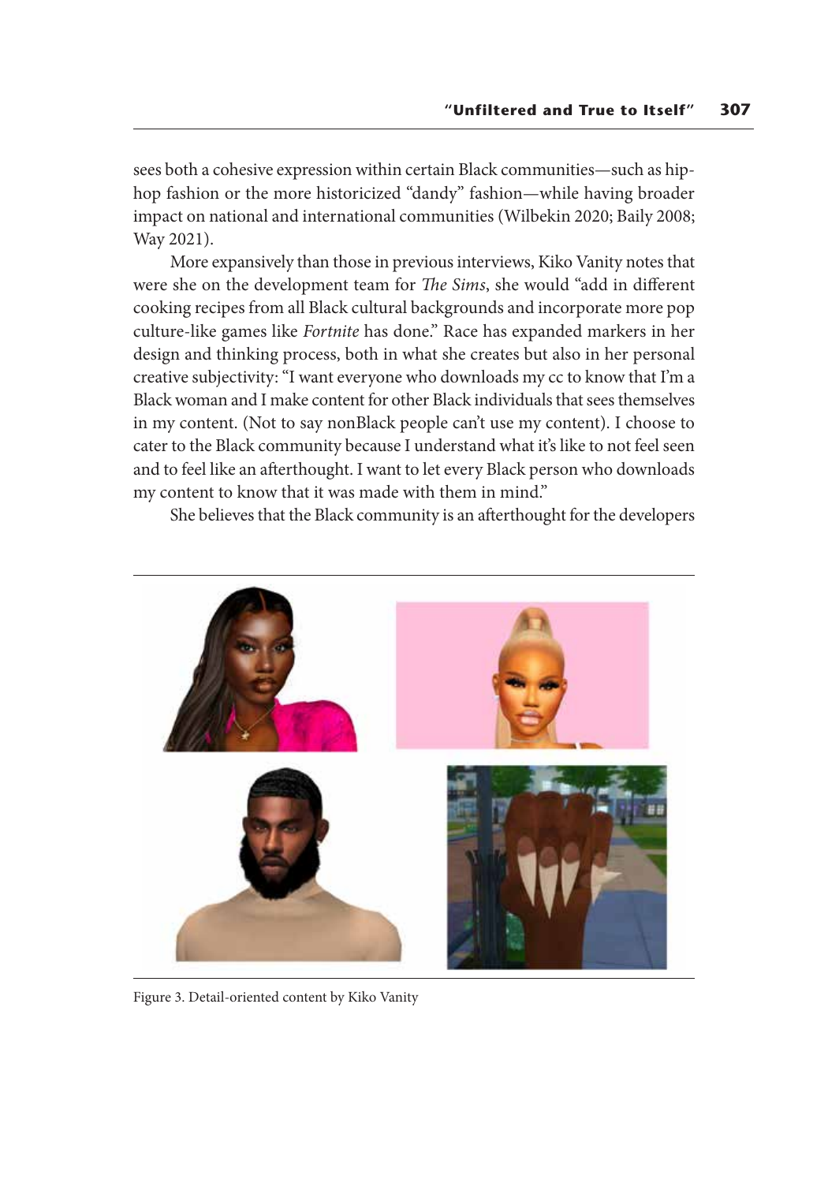sees both a cohesive expression within certain Black communities—such as hip-hop fashion or the more historicized "dandy" fashion—while having broader impact on national and international communities (Wilbekin 2020; Baily 2008; Way 2021).

More expansively than those in previous interviews, Kiko Vanity notes that were she on the development team for *The Sims*, she would "add in different cooking recipes from all Black cultural backgrounds and incorporate more pop culture-like games like *Fortnite* has done." Race has expanded markers in her design and thinking process, both in what she creates but also in her personal creative subjectivity: "I want everyone who downloads my cc to know that I'm a Black woman and I make content for other Black individuals that sees themselves in my content. (Not to say nonBlack people can't use my content). I choose to cater to the Black community because I understand what it's like to not feel seen and to feel like an afterthought. I want to let every Black person who downloads my content to know that it was made with them in mind."

She believes that the Black community is an afterthought for the developers

Figure 3. Detail-oriented content by Kiko Vanity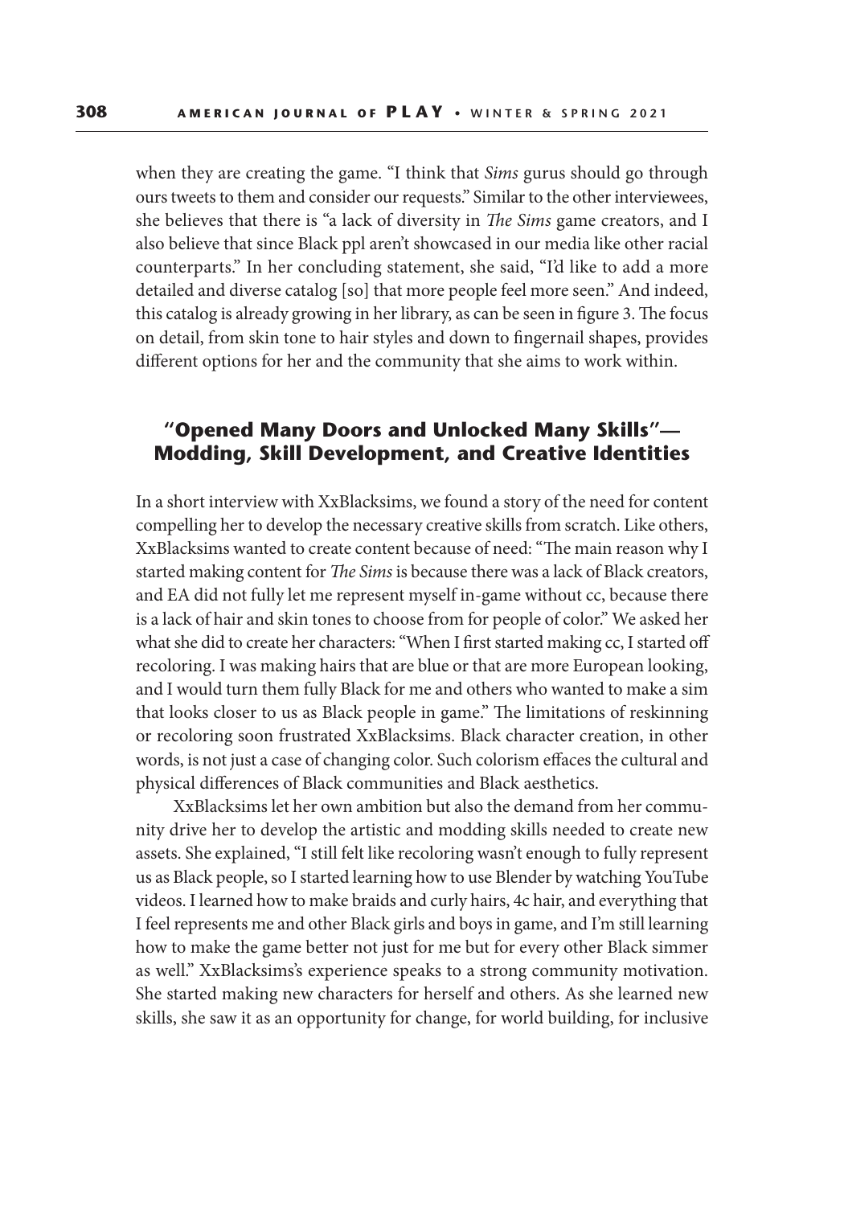when they are creating the game. "I think that *Sims* gurus should go through ours tweets to them and consider our requests." Similar to the other interviewees, she believes that there is "a lack of diversity in *The Sims* game creators, and I also believe that since Black ppl aren't showcased in our media like other racial counterparts." In her concluding statement, she said, "I'd like to add a more detailed and diverse catalog [so] that more people feel more seen." And indeed, this catalog is already growing in her library, as can be seen in figure 3. The focus on detail, from skin tone to hair styles and down to fingernail shapes, provides different options for her and the community that she aims to work within.

## "Opened Many Doors and Unlocked Many Skills"—Modding, Skill Development, and Creative Identities

In a short interview with XxBlacksims, we found a story of the need for content compelling her to develop the necessary creative skills from scratch. Like others, XxBlacksims wanted to create content because of need: "The main reason why I started making content for *The Sims* is because there was a lack of Black creators, and EA did not fully let me represent myself in-game without cc, because there is a lack of hair and skin tones to choose from for people of color." We asked her what she did to create her characters: "When I first started making cc, I started off recoloring. I was making hairs that are blue or that are more European looking, and I would turn them fully Black for me and others who wanted to make a sim that looks closer to us as Black people in game." The limitations of reskinning or recoloring soon frustrated XxBlacksims. Black character creation, in other words, is not just a case of changing color. Such colorism effaces the cultural and physical differences of Black communities and Black aesthetics.

XxBlacksims let her own ambition but also the demand from her community drive her to develop the artistic and modding skills needed to create new assets. She explained, "I still felt like recoloring wasn't enough to fully represent us as Black people, so I started learning how to use Blender by watching YouTube videos. I learned how to make braids and curly hairs, 4c hair, and everything that I feel represents me and other Black girls and boys in game, and I'm still learning how to make the game better not just for me but for every other Black simmer as well." XxBlacksims's experience speaks to a strong community motivation. She started making new characters for herself and others. As she learned new skills, she saw it as an opportunity for change, for world building, for inclusive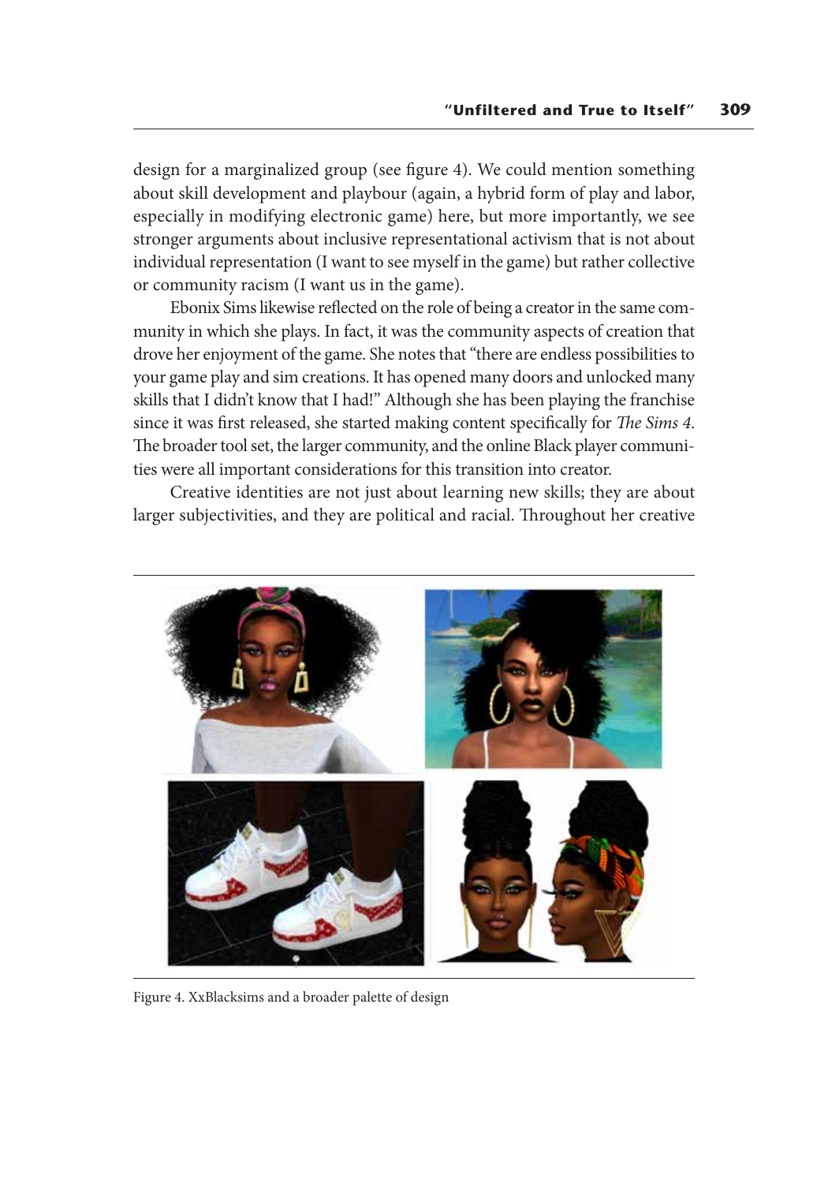design for a marginalized group (see figure 4). We could mention something about skill development and playbour (again, a hybrid form of play and labor, especially in modifying electronic game) here, but more importantly, we see stronger arguments about inclusive representational activism that is not about individual representation (I want to see myself in the game) but rather collective or community racism (I want us in the game).

Ebonix Sims likewise reflected on the role of being a creator in the same community in which she plays. In fact, it was the community aspects of creation that drove her enjoyment of the game. She notes that "there are endless possibilities to your game play and sim creations. It has opened many doors and unlocked many skills that I didn't know that I had!" Although she has been playing the franchise since it was first released, she started making content specifically for *The Sims 4*. The broader tool set, the larger community, and the online Black player communities were all important considerations for this transition into creator.

Creative identities are not just about learning new skills; they are about larger subjectivities, and they are political and racial. Throughout her creative

Figure 4. XxBlacksims and a broader palette of design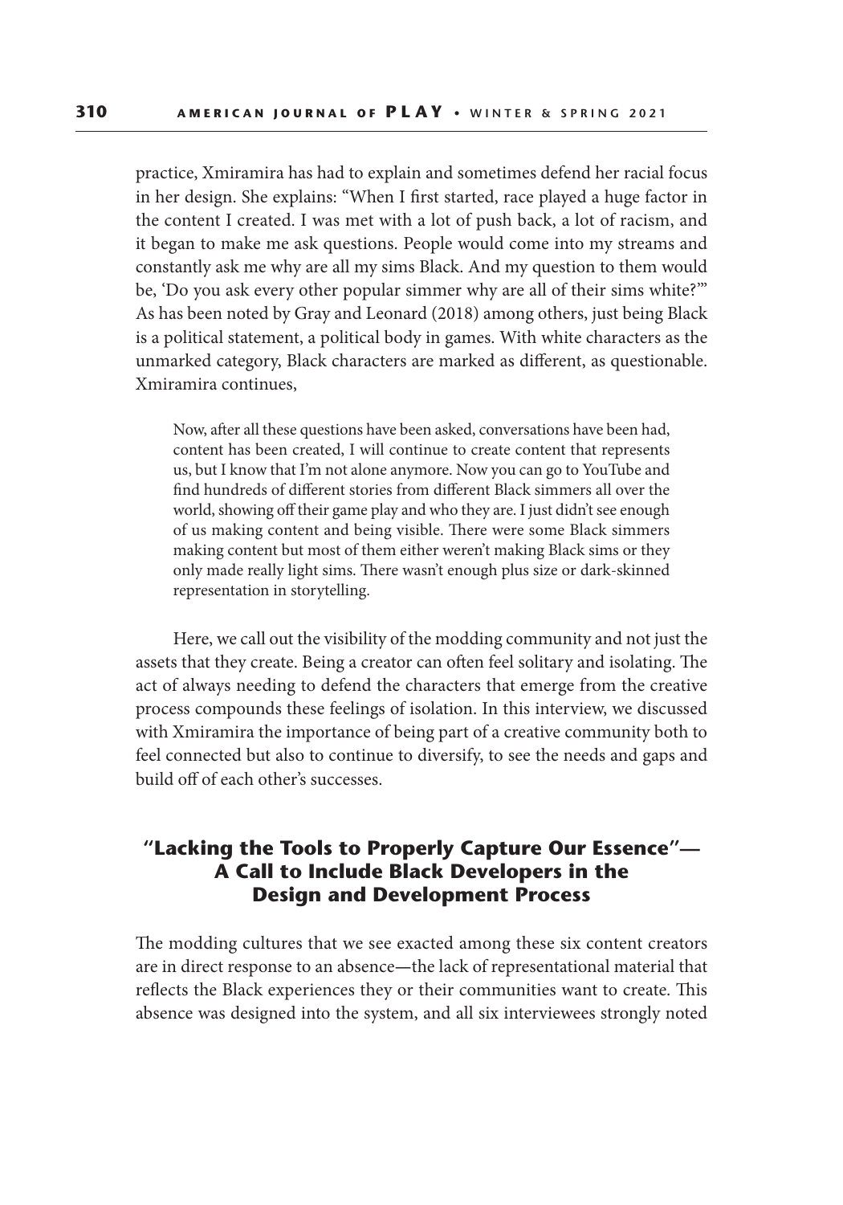practice, Xmiramira has had to explain and sometimes defend her racial focus in her design. She explains: "When I first started, race played a huge factor in the content I created. I was met with a lot of push back, a lot of racism, and it began to make me ask questions. People would come into my streams and constantly ask me why are all my sims Black. And my question to them would be, 'Do you ask every other popular simmer why are all of their sims white?'" As has been noted by Gray and Leonard (2018) among others, just being Black is a political statement, a political body in games. With white characters as the unmarked category, Black characters are marked as different, as questionable. Xmiramira continues,

> Now, after all these questions have been asked, conversations have been had, content has been created, I will continue to create content that represents us, but I know that I'm not alone anymore. Now you can go to YouTube and find hundreds of different stories from different Black simmers all over the world, showing off their game play and who they are. I just didn't see enough of us making content and being visible. There were some Black simmers making content but most of them either weren't making Black sims or they only made really light sims. There wasn't enough plus size or dark-skinned representation in storytelling.

Here, we call out the visibility of the modding community and not just the assets that they create. Being a creator can often feel solitary and isolating. The act of always needing to defend the characters that emerge from the creative process compounds these feelings of isolation. In this interview, we discussed with Xmiramira the importance of being part of a creative community both to feel connected but also to continue to diversify, to see the needs and gaps and build off of each other's successes.

## "Lacking the Tools to Properly Capture Our Essence"—A Call to Include Black Developers in the Design and Development Process

The modding cultures that we see exacted among these six content creators are in direct response to an absence—the lack of representational material that reflects the Black experiences they or their communities want to create. This absence was designed into the system, and all six interviewees strongly noted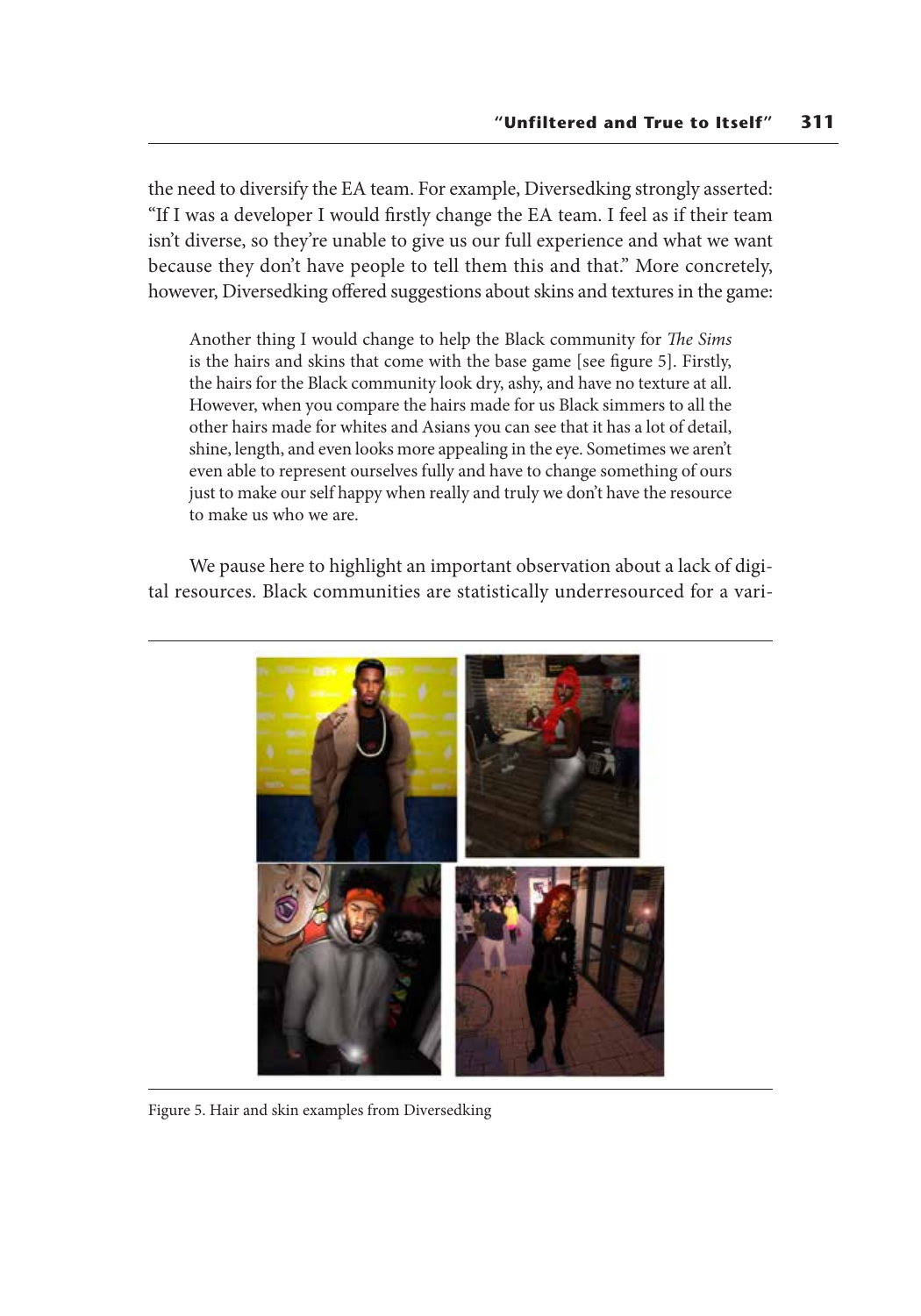the need to diversify the EA team. For example, Diversedking strongly asserted: "If I was a developer I would firstly change the EA team. I feel as if their team isn't diverse, so they're unable to give us our full experience and what we want because they don't have people to tell them this and that." More concretely, however, Diversedking offered suggestions about skins and textures in the game:

> Another thing I would change to help the Black community for *The Sims* is the hairs and skins that come with the base game [see figure 5]. Firstly, the hairs for the Black community look dry, ashy, and have no texture at all. However, when you compare the hairs made for us Black simmers to all the other hairs made for whites and Asians you can see that it has a lot of detail, shine, length, and even looks more appealing in the eye. Sometimes we aren't even able to represent ourselves fully and have to change something of ours just to make our self happy when really and truly we don't have the resource to make us who we are.

We pause here to highlight an important observation about a lack of digital resources. Black communities are statistically underresourced for a vari-

Figure 5. Hair and skin examples from Diversedking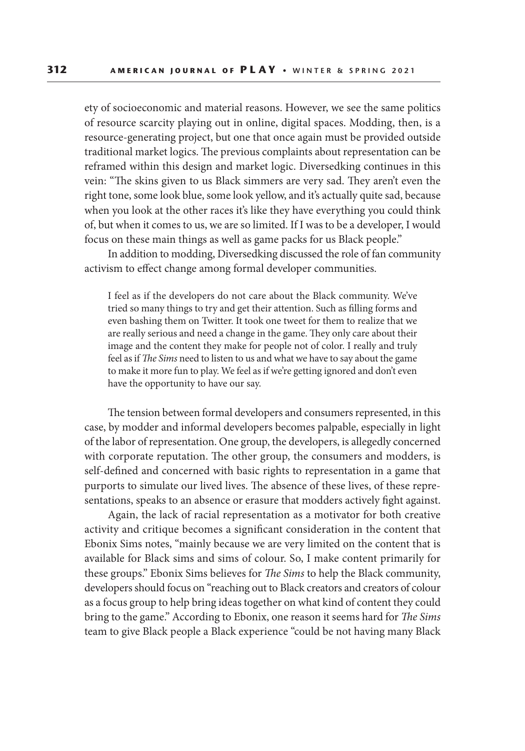ety of socioeconomic and material reasons. However, we see the same politics of resource scarcity playing out in online, digital spaces. Modding, then, is a resource-generating project, but one that once again must be provided outside traditional market logics. The previous complaints about representation can be reframed within this design and market logic. Diversedking continues in this vein: "The skins given to us Black simmers are very sad. They aren't even the right tone, some look blue, some look yellow, and it's actually quite sad, because when you look at the other races it's like they have everything you could think of, but when it comes to us, we are so limited. If I was to be a developer, I would focus on these main things as well as game packs for us Black people."

In addition to modding, Diversedking discussed the role of fan community activism to effect change among formal developer communities.

> I feel as if the developers do not care about the Black community. We've tried so many things to try and get their attention. Such as filling forms and even bashing them on Twitter. It took one tweet for them to realize that we are really serious and need a change in the game. They only care about their image and the content they make for people not of color. I really and truly feel as if *The Sims* need to listen to us and what we have to say about the game to make it more fun to play. We feel as if we're getting ignored and don't even have the opportunity to have our say.

The tension between formal developers and consumers represented, in this case, by modder and informal developers becomes palpable, especially in light of the labor of representation. One group, the developers, is allegedly concerned with corporate reputation. The other group, the consumers and modders, is self-defined and concerned with basic rights to representation in a game that purports to simulate our lived lives. The absence of these lives, of these representations, speaks to an absence or erasure that modders actively fight against.

Again, the lack of racial representation as a motivator for both creative activity and critique becomes a significant consideration in the content that Ebonix Sims notes, "mainly because we are very limited on the content that is available for Black sims and sims of colour. So, I make content primarily for these groups." Ebonix Sims believes for *The Sims* to help the Black community, developers should focus on "reaching out to Black creators and creators of colour as a focus group to help bring ideas together on what kind of content they could bring to the game." According to Ebonix, one reason it seems hard for *The Sims* team to give Black people a Black experience "could be not having many Black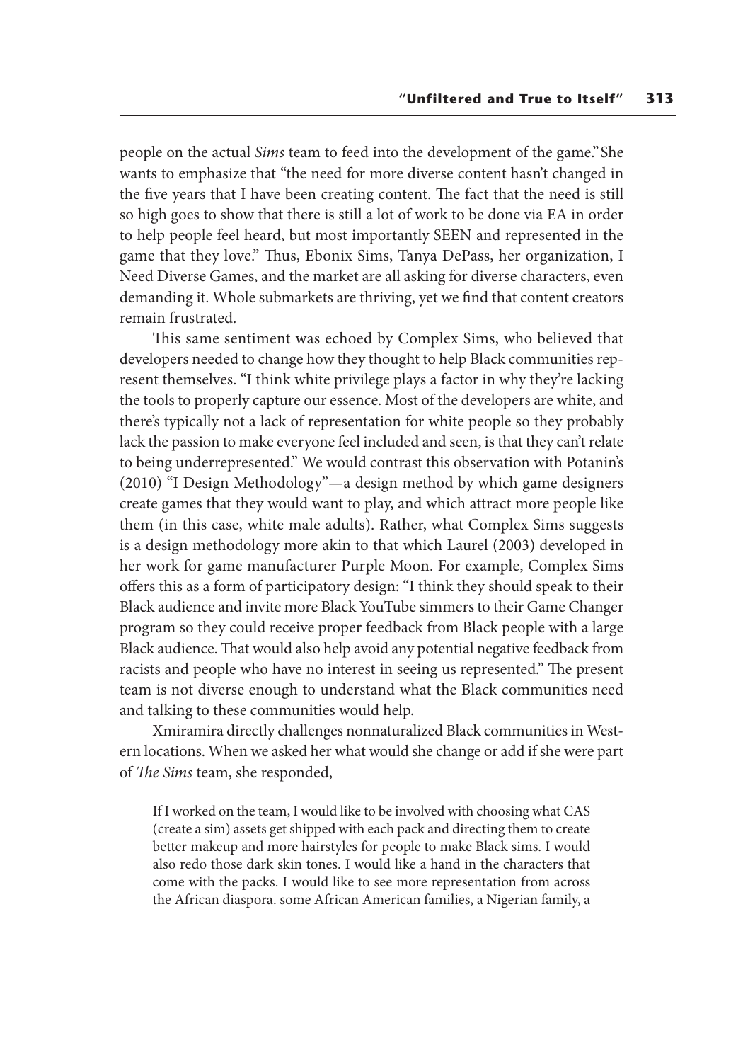people on the actual *Sims* team to feed into the development of the game." She wants to emphasize that "the need for more diverse content hasn't changed in the five years that I have been creating content. The fact that the need is still so high goes to show that there is still a lot of work to be done via EA in order to help people feel heard, but most importantly SEEN and represented in the game that they love." Thus, Ebonix Sims, Tanya DePass, her organization, I Need Diverse Games, and the market are all asking for diverse characters, even demanding it. Whole submarkets are thriving, yet we find that content creators remain frustrated.

This same sentiment was echoed by Complex Sims, who believed that developers needed to change how they thought to help Black communities represent themselves. "I think white privilege plays a factor in why they're lacking the tools to properly capture our essence. Most of the developers are white, and there's typically not a lack of representation for white people so they probably lack the passion to make everyone feel included and seen, is that they can't relate to being underrepresented." We would contrast this observation with Potanin's (2010) "I Design Methodology"—a design method by which game designers create games that they would want to play, and which attract more people like them (in this case, white male adults). Rather, what Complex Sims suggests is a design methodology more akin to that which Laurel (2003) developed in her work for game manufacturer Purple Moon. For example, Complex Sims offers this as a form of participatory design: "I think they should speak to their Black audience and invite more Black YouTube simmers to their Game Changer program so they could receive proper feedback from Black people with a large Black audience. That would also help avoid any potential negative feedback from racists and people who have no interest in seeing us represented." The present team is not diverse enough to understand what the Black communities need and talking to these communities would help.

Xmiramira directly challenges nonnaturalized Black communities in Western locations. When we asked her what would she change or add if she were part of *The Sims* team, she responded,

> If I worked on the team, I would like to be involved with choosing what CAS (create a sim) assets get shipped with each pack and directing them to create better makeup and more hairstyles for people to make Black sims. I would also redo those dark skin tones. I would like a hand in the characters that come with the packs. I would like to see more representation from across the African diaspora. some African American families, a Nigerian family, a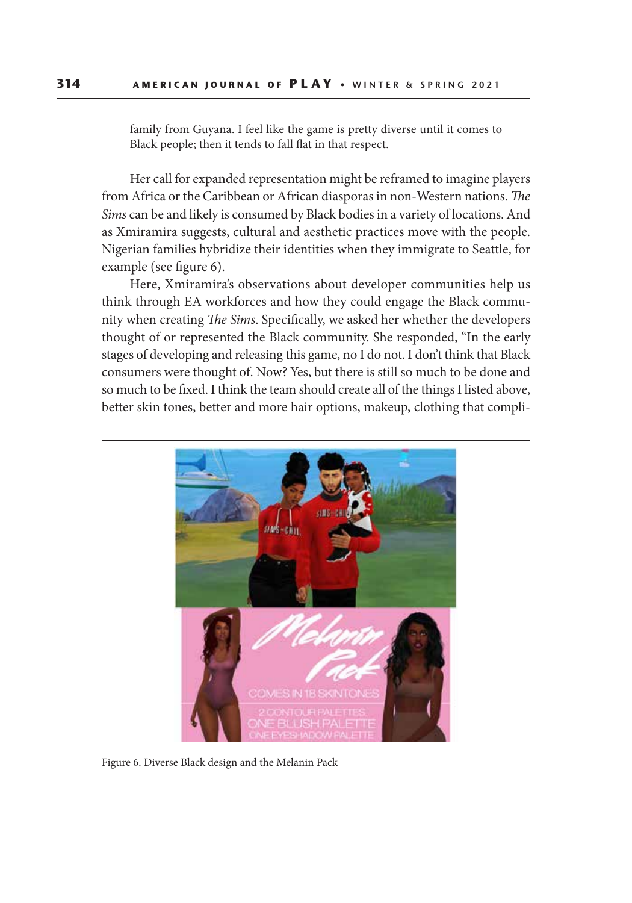family from Guyana. I feel like the game is pretty diverse until it comes to Black people; then it tends to fall flat in that respect.

Her call for expanded representation might be reframed to imagine players from Africa or the Caribbean or African diasporas in non-Western nations. *The Sims* can be and likely is consumed by Black bodies in a variety of locations. And as Xmiramira suggests, cultural and aesthetic practices move with the people. Nigerian families hybridize their identities when they immigrate to Seattle, for example (see figure 6).

Here, Xmiramira's observations about developer communities help us think through EA workforces and how they could engage the Black community when creating *The Sims*. Specifically, we asked her whether the developers thought of or represented the Black community. She responded, "In the early stages of developing and releasing this game, no I do not. I don't think that Black consumers were thought of. Now? Yes, but there is still so much to be done and so much to be fixed. I think the team should create all of the things I listed above, better skin tones, better and more hair options, makeup, clothing that compli-

Figure 6. Diverse Black design and the Melanin Pack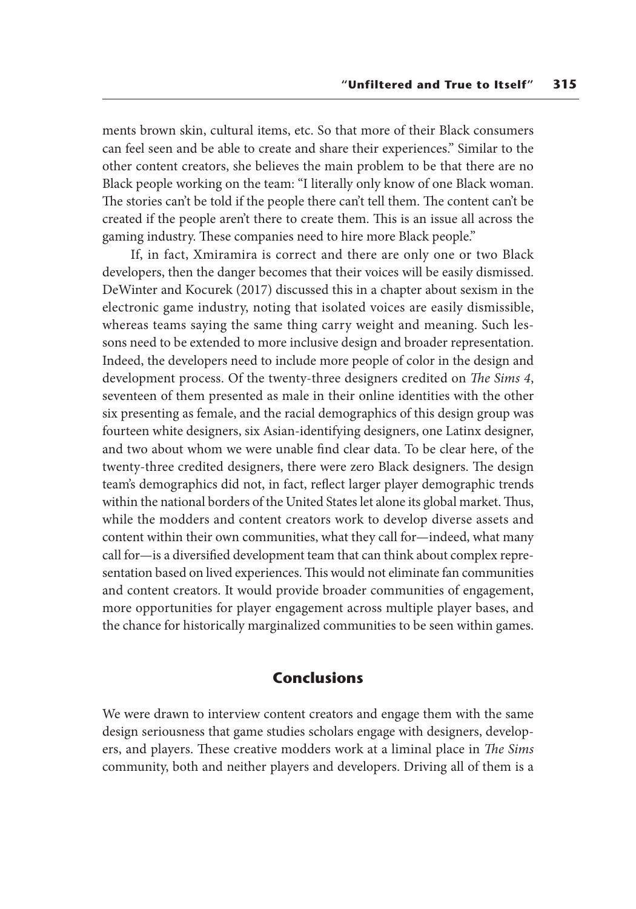ments brown skin, cultural items, etc. So that more of their Black consumers can feel seen and be able to create and share their experiences." Similar to the other content creators, she believes the main problem to be that there are no Black people working on the team: "I literally only know of one Black woman. The stories can't be told if the people there can't tell them. The content can't be created if the people aren't there to create them. This is an issue all across the gaming industry. These companies need to hire more Black people."

If, in fact, Xmiramira is correct and there are only one or two Black developers, then the danger becomes that their voices will be easily dismissed. DeWinter and Kocurek (2017) discussed this in a chapter about sexism in the electronic game industry, noting that isolated voices are easily dismissible, whereas teams saying the same thing carry weight and meaning. Such lessons need to be extended to more inclusive design and broader representation. Indeed, the developers need to include more people of color in the design and development process. Of the twenty-three designers credited on *The Sims 4*, seventeen of them presented as male in their online identities with the other six presenting as female, and the racial demographics of this design group was fourteen white designers, six Asian-identifying designers, one Latinx designer, and two about whom we were unable find clear data. To be clear here, of the twenty-three credited designers, there were zero Black designers. The design team's demographics did not, in fact, reflect larger player demographic trends within the national borders of the United States let alone its global market. Thus, while the modders and content creators work to develop diverse assets and content within their own communities, what they call for—indeed, what many call for—is a diversified development team that can think about complex representation based on lived experiences. This would not eliminate fan communities and content creators. It would provide broader communities of engagement, more opportunities for player engagement across multiple player bases, and the chance for historically marginalized communities to be seen within games.

## Conclusions

We were drawn to interview content creators and engage them with the same design seriousness that game studies scholars engage with designers, developers, and players. These creative modders work at a liminal place in *The Sims* community, both and neither players and developers. Driving all of them is a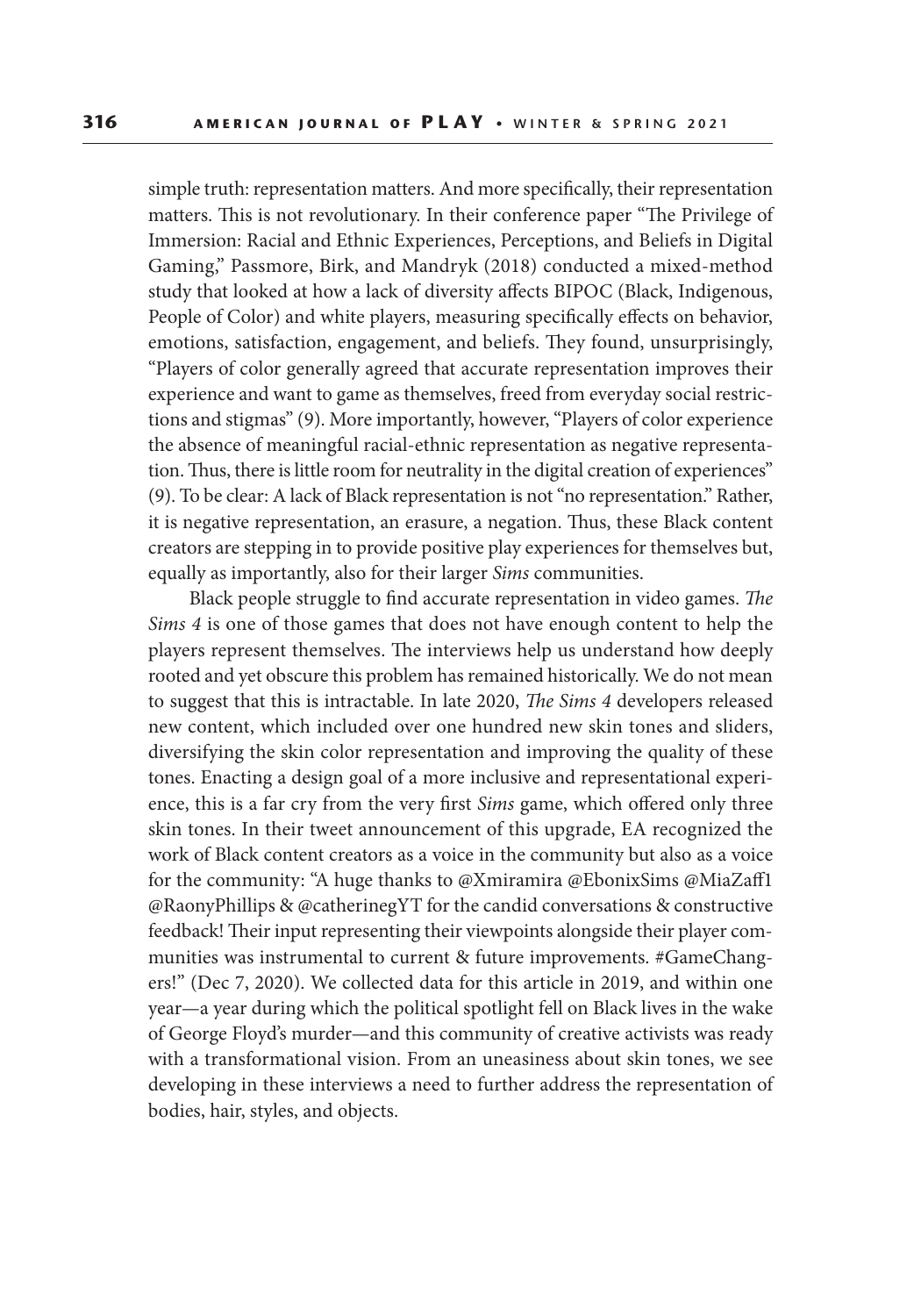simple truth: representation matters. And more specifically, their representation matters. This is not revolutionary. In their conference paper "The Privilege of Immersion: Racial and Ethnic Experiences, Perceptions, and Beliefs in Digital Gaming," Passmore, Birk, and Mandryk (2018) conducted a mixed-method study that looked at how a lack of diversity affects BIPOC (Black, Indigenous, People of Color) and white players, measuring specifically effects on behavior, emotions, satisfaction, engagement, and beliefs. They found, unsurprisingly, "Players of color generally agreed that accurate representation improves their experience and want to game as themselves, freed from everyday social restrictions and stigmas" (9). More importantly, however, "Players of color experience the absence of meaningful racial-ethnic representation as negative representation. Thus, there is little room for neutrality in the digital creation of experiences" (9). To be clear: A lack of Black representation is not "no representation." Rather, it is negative representation, an erasure, a negation. Thus, these Black content creators are stepping in to provide positive play experiences for themselves but, equally as importantly, also for their larger *Sims* communities.

Black people struggle to find accurate representation in video games. *The Sims 4* is one of those games that does not have enough content to help the players represent themselves. The interviews help us understand how deeply rooted and yet obscure this problem has remained historically. We do not mean to suggest that this is intractable. In late 2020, *The Sims 4* developers released new content, which included over one hundred new skin tones and sliders, diversifying the skin color representation and improving the quality of these tones. Enacting a design goal of a more inclusive and representational experience, this is a far cry from the very first *Sims* game, which offered only three skin tones. In their tweet announcement of this upgrade, EA recognized the work of Black content creators as a voice in the community but also as a voice for the community: "A huge thanks to @Xmiramira @EbonixSims @MiaZaff1 @RaonyPhillips & @catherinegYT for the candid conversations & constructive feedback! Their input representing their viewpoints alongside their player communities was instrumental to current & future improvements. #GameChangers!" (Dec 7, 2020). We collected data for this article in 2019, and within one year—a year during which the political spotlight fell on Black lives in the wake of George Floyd's murder—and this community of creative activists was ready with a transformational vision. From an uneasiness about skin tones, we see developing in these interviews a need to further address the representation of bodies, hair, styles, and objects.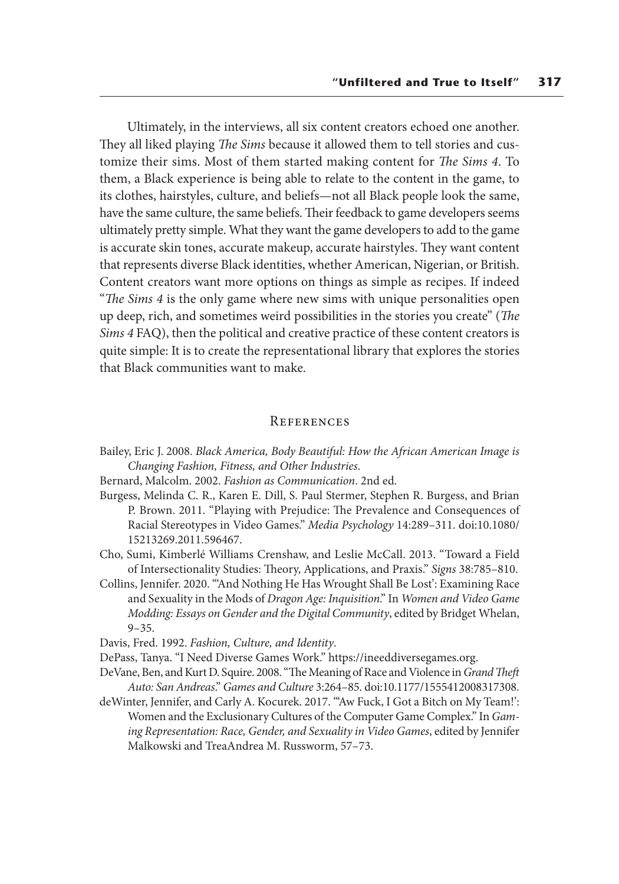Ultimately, in the interviews, all six content creators echoed one another. They all liked playing *The Sims* because it allowed them to tell stories and customize their sims. Most of them started making content for *The Sims 4*. To them, a Black experience is being able to relate to the content in the game, to its clothes, hairstyles, culture, and beliefs—not all Black people look the same, have the same culture, the same beliefs. Their feedback to game developers seems ultimately pretty simple. What they want the game developers to add to the game is accurate skin tones, accurate makeup, accurate hairstyles. They want content that represents diverse Black identities, whether American, Nigerian, or British. Content creators want more options on things as simple as recipes. If indeed "*The Sims 4* is the only game where new sims with unique personalities open up deep, rich, and sometimes weird possibilities in the stories you create" (*The Sims 4* FAQ), then the political and creative practice of these content creators is quite simple: It is to create the representational library that explores the stories that Black communities want to make.

## References

Bailey, Eric J. 2008. *Black America, Body Beautiful: How the African American Image is Changing Fashion, Fitness, and Other Industries*.

Bernard, Malcolm. 2002. *Fashion as Communication*. 2nd ed.

Burgess, Melinda C. R., Karen E. Dill, S. Paul Stermer, Stephen R. Burgess, and Brian P. Brown. 2011. "Playing with Prejudice: The Prevalence and Consequences of Racial Stereotypes in Video Games." *Media Psychology* 14:289–311. doi:10.1080/15213269.2011.596467.

Cho, Sumi, Kimberlé Williams Crenshaw, and Leslie McCall. 2013. "Toward a Field of Intersectionality Studies: Theory, Applications, and Praxis." *Signs* 38:785–810.

Collins, Jennifer. 2020. "'And Nothing He Has Wrought Shall Be Lost': Examining Race and Sexuality in the Mods of *Dragon Age: Inquisition*." In *Women and Video Game Modding: Essays on Gender and the Digital Community*, edited by Bridget Whelan, 9–35.

Davis, Fred. 1992. *Fashion, Culture, and Identity*.

DePass, Tanya. "I Need Diverse Games Work." https://ineeddiversegames.org.

DeVane, Ben, and Kurt D. Squire. 2008. "The Meaning of Race and Violence in *Grand Theft Auto: San Andreas*." *Games and Culture* 3:264–85. doi:10.1177/1555412008317308.

deWinter, Jennifer, and Carly A. Kocurek. 2017. "'Aw Fuck, I Got a Bitch on My Team!': Women and the Exclusionary Cultures of the Computer Game Complex." In *Gaming Representation: Race, Gender, and Sexuality in Video Games*, edited by Jennifer Malkowski and TreaAndrea M. Russworm, 57–73.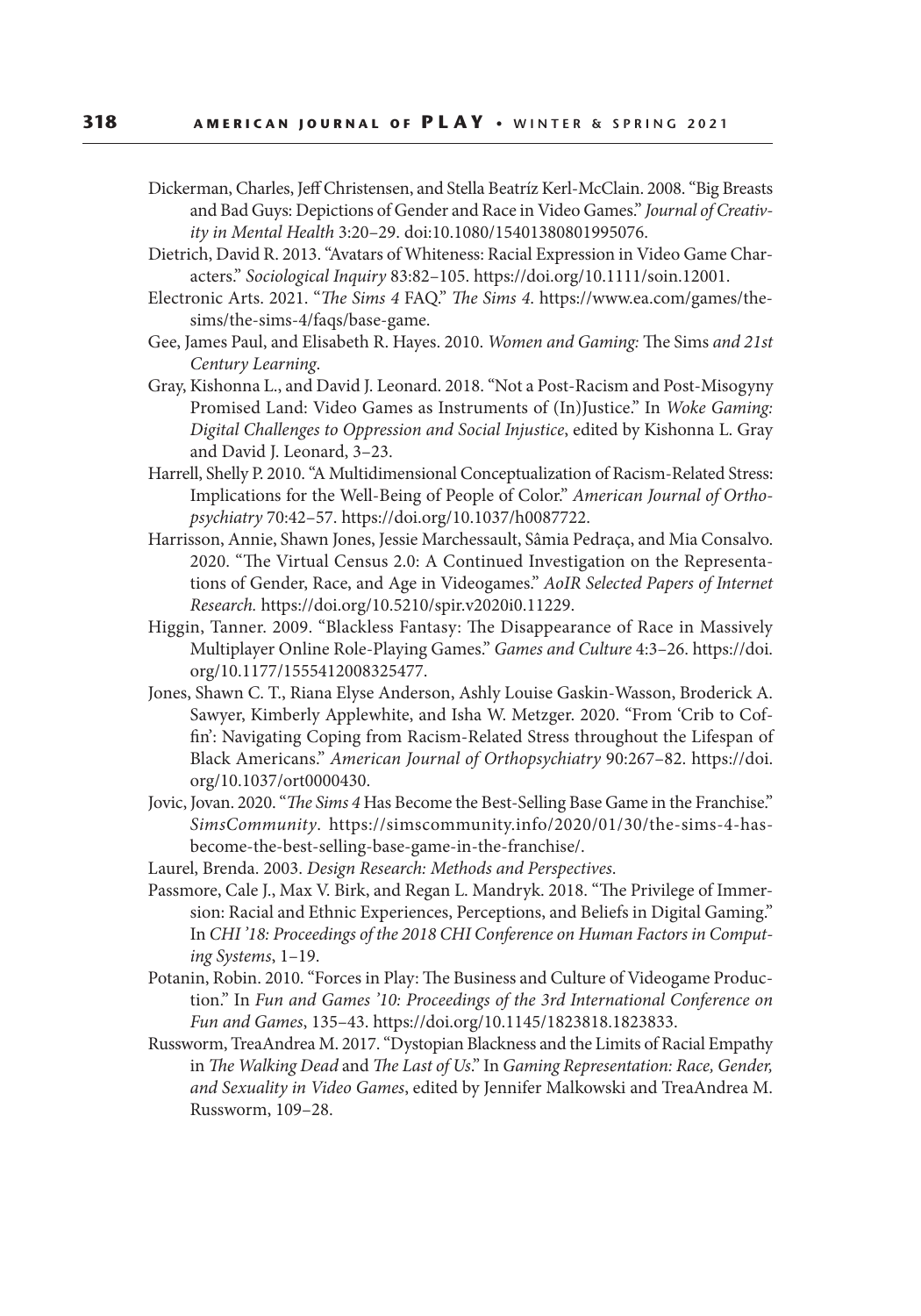Dickerman, Charles, Jeff Christensen, and Stella Beatríz Kerl-McClain. 2008. "Big Breasts and Bad Guys: Depictions of Gender and Race in Video Games." *Journal of Creativity in Mental Health* 3:20–29. doi:10.1080/15401380801995076.

Dietrich, David R. 2013. "Avatars of Whiteness: Racial Expression in Video Game Characters." *Sociological Inquiry* 83:82–105. https://doi.org/10.1111/soin.12001.

Electronic Arts. 2021. "*The Sims 4* FAQ." *The Sims 4*. https://www.ea.com/games/the-sims/the-sims-4/faqs/base-game.

Gee, James Paul, and Elisabeth R. Hayes. 2010. *Women and Gaming:* The Sims *and 21st Century Learning*.

Gray, Kishonna L., and David J. Leonard. 2018. "Not a Post-Racism and Post-Misogyny Promised Land: Video Games as Instruments of (In)Justice." In *Woke Gaming: Digital Challenges to Oppression and Social Injustice*, edited by Kishonna L. Gray and David J. Leonard, 3–23.

Harrell, Shelly P. 2010. "A Multidimensional Conceptualization of Racism-Related Stress: Implications for the Well-Being of People of Color." *American Journal of Orthopsychiatry* 70:42–57. https://doi.org/10.1037/h0087722.

Harrisson, Annie, Shawn Jones, Jessie Marchessault, Sâmia Pedraça, and Mia Consalvo. 2020. "The Virtual Census 2.0: A Continued Investigation on the Representations of Gender, Race, and Age in Videogames." *AoIR Selected Papers of Internet Research.* https://doi.org/10.5210/spir.v2020i0.11229.

Higgin, Tanner. 2009. "Blackless Fantasy: The Disappearance of Race in Massively Multiplayer Online Role-Playing Games." *Games and Culture* 4:3–26. https://doi.org/10.1177/1555412008325477.

Jones, Shawn C. T., Riana Elyse Anderson, Ashly Louise Gaskin-Wasson, Broderick A. Sawyer, Kimberly Applewhite, and Isha W. Metzger. 2020. "From 'Crib to Coffin': Navigating Coping from Racism-Related Stress throughout the Lifespan of Black Americans." *American Journal of Orthopsychiatry* 90:267–82. https://doi.org/10.1037/ort0000430.

Jovic, Jovan. 2020. "*The Sims 4* Has Become the Best-Selling Base Game in the Franchise." *SimsCommunity*. https://simscommunity.info/2020/01/30/the-sims-4-has-become-the-best-selling-base-game-in-the-franchise/.

Laurel, Brenda. 2003. *Design Research: Methods and Perspectives*.

Passmore, Cale J., Max V. Birk, and Regan L. Mandryk. 2018. "The Privilege of Immersion: Racial and Ethnic Experiences, Perceptions, and Beliefs in Digital Gaming." In *CHI '18: Proceedings of the 2018 CHI Conference on Human Factors in Computing Systems*, 1–19.

Potanin, Robin. 2010. "Forces in Play: The Business and Culture of Videogame Production." In *Fun and Games '10: Proceedings of the 3rd International Conference on Fun and Games*, 135–43. https://doi.org/10.1145/1823818.1823833.

Russworm, TreaAndrea M. 2017. "Dystopian Blackness and the Limits of Racial Empathy in *The Walking Dead* and *The Last of Us*." In *Gaming Representation: Race, Gender, and Sexuality in Video Games*, edited by Jennifer Malkowski and TreaAndrea M. Russworm, 109–28.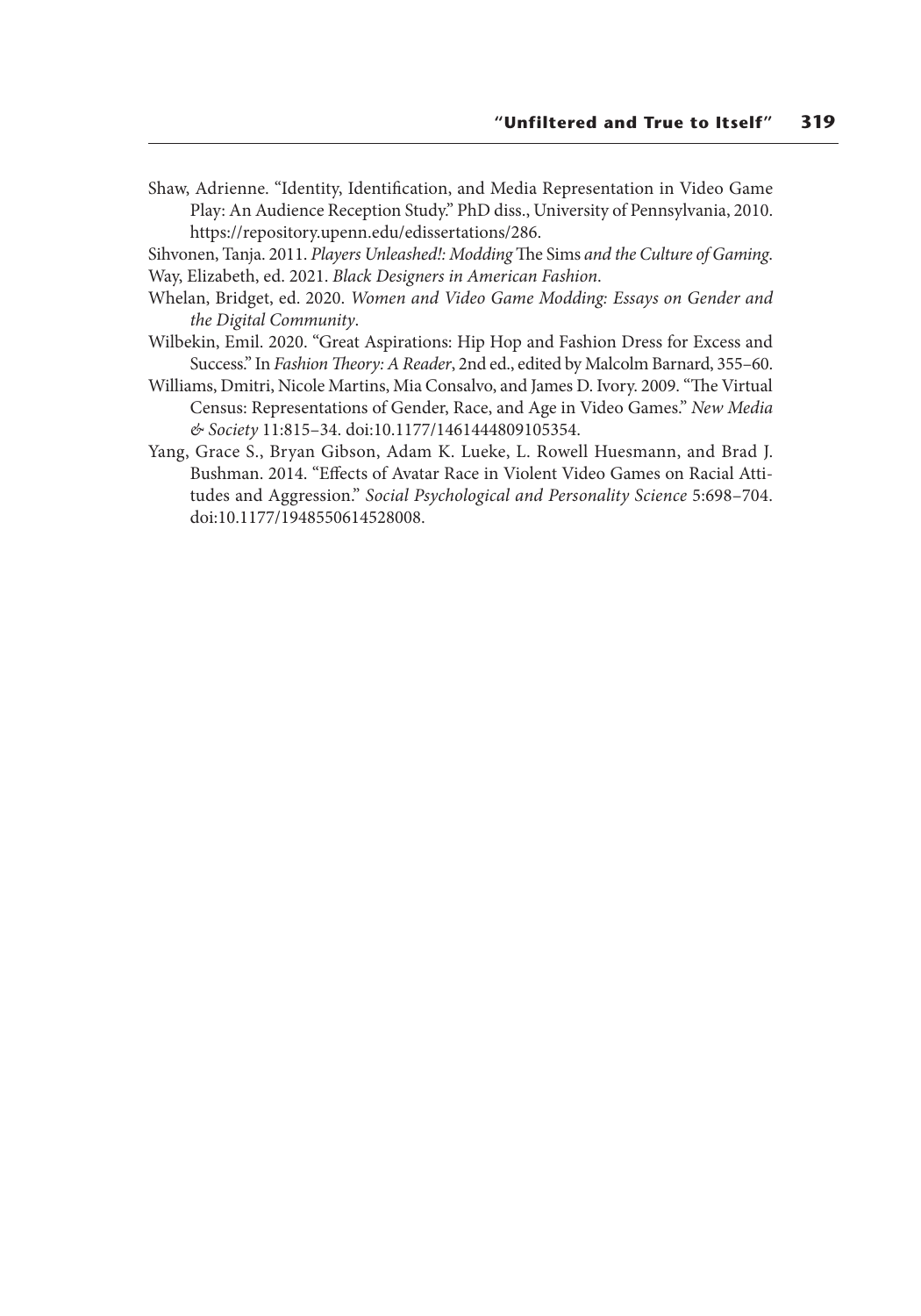Shaw, Adrienne. "Identity, Identification, and Media Representation in Video Game Play: An Audience Reception Study." PhD diss., University of Pennsylvania, 2010. https://repository.upenn.edu/edissertations/286.

Sihvonen, Tanja. 2011. *Players Unleashed!: Modding* The Sims *and the Culture of Gaming*.

Way, Elizabeth, ed. 2021. *Black Designers in American Fashion*.

Whelan, Bridget, ed. 2020. *Women and Video Game Modding: Essays on Gender and the Digital Community*.

Wilbekin, Emil. 2020. "Great Aspirations: Hip Hop and Fashion Dress for Excess and Success." In *Fashion Theory: A Reader*, 2nd ed., edited by Malcolm Barnard, 355–60.

Williams, Dmitri, Nicole Martins, Mia Consalvo, and James D. Ivory. 2009. "The Virtual Census: Representations of Gender, Race, and Age in Video Games." *New Media & Society* 11:815–34. doi:10.1177/1461444809105354.

Yang, Grace S., Bryan Gibson, Adam K. Lueke, L. Rowell Huesmann, and Brad J. Bushman. 2014. "Effects of Avatar Race in Violent Video Games on Racial Attitudes and Aggression." *Social Psychological and Personality Science* 5:698–704. doi:10.1177/1948550614528008.